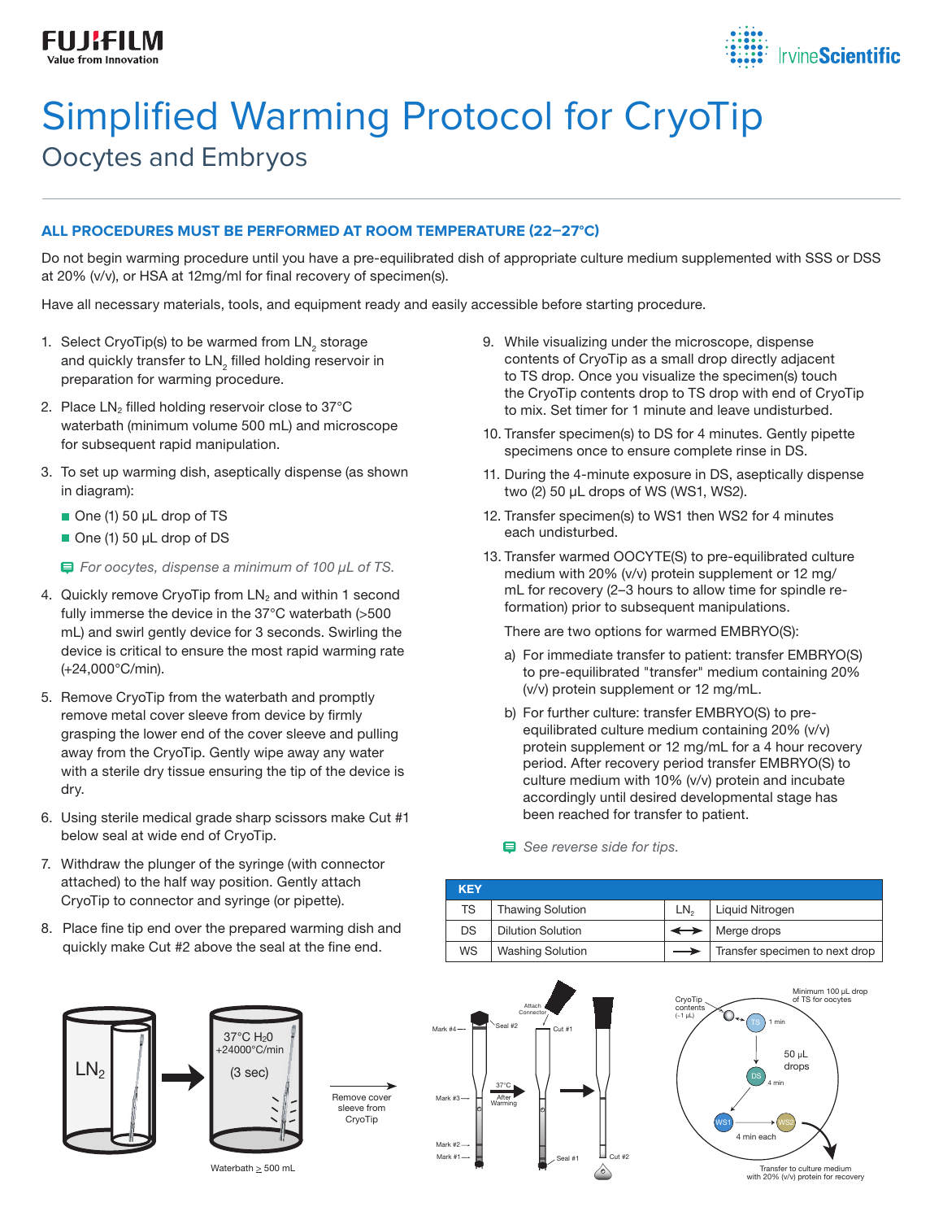FUJIFILM
Value from Innovation

IrvineScientific

# Simplified Warming Protocol for CryoTip

## Oocytes and Embryos

**ALL PROCEDURES MUST BE PERFORMED AT ROOM TEMPERATURE (22–27°C)**

Do not begin warming procedure until you have a pre-equilibrated dish of appropriate culture medium supplemented with SSS or DSS at 20% (v/v), or HSA at 12mg/ml for final recovery of specimen(s).

Have all necessary materials, tools, and equipment ready and easily accessible before starting procedure.

1. Select CryoTip(s) to be warmed from $LN_2$ storage and quickly transfer to $LN_2$ filled holding reservoir in preparation for warming procedure.
2. Place $LN_2$ filled holding reservoir close to 37°C waterbath (minimum volume 500 mL) and microscope for subsequent rapid manipulation.
3. To set up warming dish, aseptically dispense (as shown in diagram):
   - One (1) 50 µL drop of TS
   - One (1) 50 µL drop of DS

   *For oocytes, dispense a minimum of 100 µL of TS.*
4. Quickly remove CryoTip from $LN_2$ and within 1 second fully immerse the device in the 37°C waterbath (>500 mL) and swirl gently device for 3 seconds. Swirling the device is critical to ensure the most rapid warming rate (+24,000°C/min).
5. Remove CryoTip from the waterbath and promptly remove metal cover sleeve from device by firmly grasping the lower end of the cover sleeve and pulling away from the CryoTip. Gently wipe away any water with a sterile dry tissue ensuring the tip of the device is dry.
6. Using sterile medical grade sharp scissors make Cut #1 below seal at wide end of CryoTip.
7. Withdraw the plunger of the syringe (with connector attached) to the half way position. Gently attach CryoTip to connector and syringe (or pipette).
8. Place fine tip end over the prepared warming dish and quickly make Cut #2 above the seal at the fine end.
9. While visualizing under the microscope, dispense contents of CryoTip as a small drop directly adjacent to TS drop. Once you visualize the specimen(s) touch the CryoTip contents drop to TS drop with end of CryoTip to mix. Set timer for 1 minute and leave undisturbed.
10. Transfer specimen(s) to DS for 4 minutes. Gently pipette specimens once to ensure complete rinse in DS.
11. During the 4-minute exposure in DS, aseptically dispense two (2) 50 µL drops of WS (WS1, WS2).
12. Transfer specimen(s) to WS1 then WS2 for 4 minutes each undisturbed.
13. Transfer warmed OOCYTE(S) to pre-equilibrated culture medium with 20% (v/v) protein supplement or 12 mg/mL for recovery (2–3 hours to allow time for spindle re-formation) prior to subsequent manipulations.

    There are two options for warmed EMBRYO(S):

    a) For immediate transfer to patient: transfer EMBRYO(S) to pre-equilibrated "transfer" medium containing 20% (v/v) protein supplement or 12 mg/mL.

    b) For further culture: transfer EMBRYO(S) to pre-equilibrated culture medium containing 20% (v/v) protein supplement or 12 mg/mL for a 4 hour recovery period. After recovery period transfer EMBRYO(S) to culture medium with 10% (v/v) protein and incubate accordingly until desired developmental stage has been reached for transfer to patient.

*See reverse side for tips.*

| KEY | | | |
|---|---|---|---|
| TS | Thawing Solution | $LN_2$ | Liquid Nitrogen |
| DS | Dilution Solution | ⟷ | Merge drops |
| WS | Washing Solution | ⟶ | Transfer specimen to next drop |

$LN_2$ → 37°C $H_2O$ +24000°C/min (3 sec)

Waterbath ≥ 500 mL

Remove cover sleeve from CryoTip

Mark #4, Seal #2, Attach Connector, Cut #1, Mark #3, 37°C After Warming, Mark #2, Mark #1, Seal #1, Cut #2

CryoTip contents (~1 µL) — TS 1 min — Minimum 100 µL drop of TS for oocytes — 50 µL drops — DS 4 min — WS1, WS2 4 min each — Transfer to culture medium with 20% (v/v) protein for recovery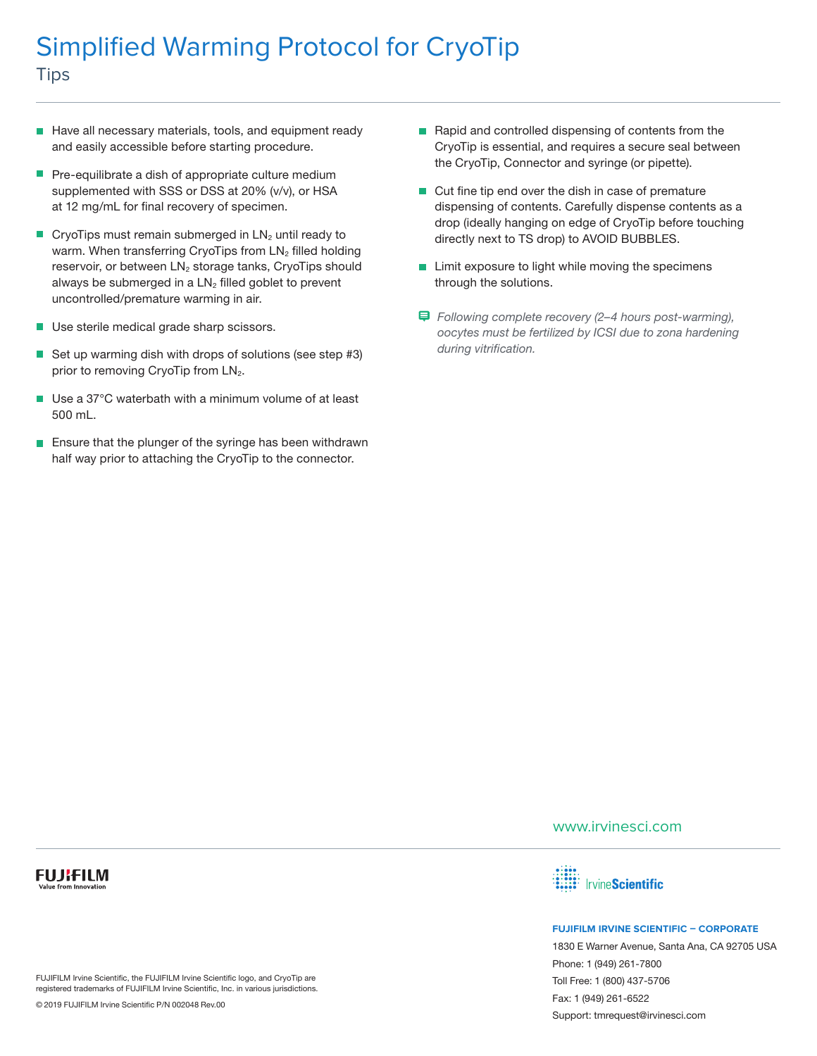# Simplified Warming Protocol for CryoTip

## Tips

- Have all necessary materials, tools, and equipment ready and easily accessible before starting procedure.
- Pre-equilibrate a dish of appropriate culture medium supplemented with SSS or DSS at 20% (v/v), or HSA at 12 mg/mL for final recovery of specimen.
- CryoTips must remain submerged in $LN_2$ until ready to warm. When transferring CryoTips from $LN_2$ filled holding reservoir, or between $LN_2$ storage tanks, CryoTips should always be submerged in a $LN_2$ filled goblet to prevent uncontrolled/premature warming in air.
- Use sterile medical grade sharp scissors.
- Set up warming dish with drops of solutions (see step #3) prior to removing CryoTip from $LN_2$.
- Use a 37°C waterbath with a minimum volume of at least 500 mL.
- Ensure that the plunger of the syringe has been withdrawn half way prior to attaching the CryoTip to the connector.
- Rapid and controlled dispensing of contents from the CryoTip is essential, and requires a secure seal between the CryoTip, Connector and syringe (or pipette).
- Cut fine tip end over the dish in case of premature dispensing of contents. Carefully dispense contents as a drop (ideally hanging on edge of CryoTip before touching directly next to TS drop) to AVOID BUBBLES.
- Limit exposure to light while moving the specimens through the solutions.

*Following complete recovery (2–4 hours post-warming), oocytes must be fertilized by ICSI due to zona hardening during vitrification.*

www.irvinesci.com

FUJIFILM Irvine Scientific, the FUJIFILM Irvine Scientific logo, and CryoTip are registered trademarks of FUJIFILM Irvine Scientific, Inc. in various jurisdictions.

© 2019 FUJIFILM Irvine Scientific P/N 002048 Rev.00

**FUJIFILM IRVINE SCIENTIFIC – CORPORATE**

1830 E Warner Avenue, Santa Ana, CA 92705 USA
Phone: 1 (949) 261-7800
Toll Free: 1 (800) 437-5706
Fax: 1 (949) 261-6522
Support: tmrequest@irvinesci.com